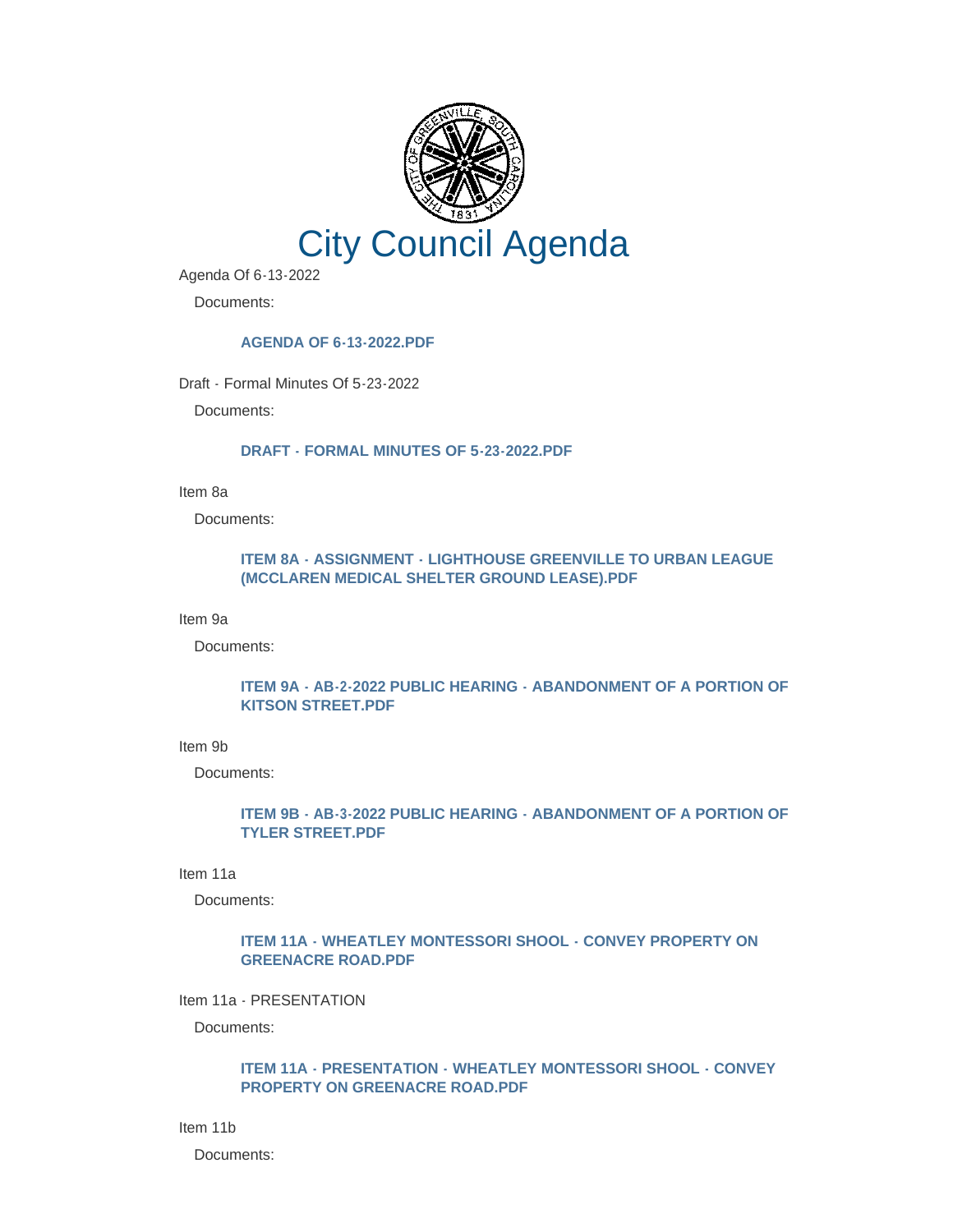# City Council Agenda

Agenda Of 6-13-2022

Documents:

**AGENDA OF 6-13-2022.PDF**

Draft - Formal Minutes Of 5-23-2022

Documents:

**DRAFT - FORMAL MINUTES OF 5-23-2022.PDF**

Item 8a

Documents:

**ITEM 8A - ASSIGNMENT - LIGHTHOUSE GREENVILLE TO URBAN LEAGUE (MCCLAREN MEDICAL SHELTER GROUND LEASE).PDF**

Item 9a

Documents:

**ITEM 9A - AB-2-2022 PUBLIC HEARING - ABANDONMENT OF A PORTION OF KITSON STREET.PDF**

Item 9b

Documents:

**ITEM 9B - AB-3-2022 PUBLIC HEARING - ABANDONMENT OF A PORTION OF TYLER STREET.PDF**

Item 11a

Documents:

**ITEM 11A - WHEATLEY MONTESSORI SHOOL - CONVEY PROPERTY ON GREENACRE ROAD.PDF**

Item 11a - PRESENTATION

Documents:

**ITEM 11A - PRESENTATION - WHEATLEY MONTESSORI SHOOL - CONVEY PROPERTY ON GREENACRE ROAD.PDF**

Item 11b

Documents: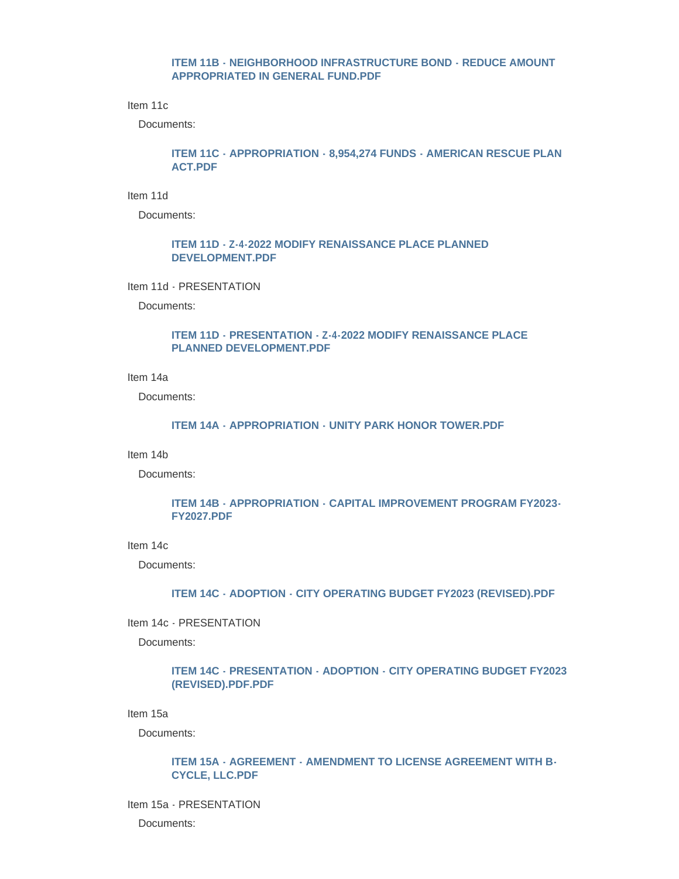**ITEM 11B - NEIGHBORHOOD INFRASTRUCTURE BOND - REDUCE AMOUNT APPROPRIATED IN GENERAL FUND.PDF**

Item 11c

Documents:

**ITEM 11C - APPROPRIATION - 8,954,274 FUNDS - AMERICAN RESCUE PLAN ACT.PDF**

Item 11d

Documents:

**ITEM 11D - Z-4-2022 MODIFY RENAISSANCE PLACE PLANNED DEVELOPMENT.PDF**

Item 11d - PRESENTATION

Documents:

**ITEM 11D - PRESENTATION - Z-4-2022 MODIFY RENAISSANCE PLACE PLANNED DEVELOPMENT.PDF**

Item 14a

Documents:

**ITEM 14A - APPROPRIATION - UNITY PARK HONOR TOWER.PDF**

Item 14b

Documents:

**ITEM 14B - APPROPRIATION - CAPITAL IMPROVEMENT PROGRAM FY2023-FY2027.PDF**

Item 14c

Documents:

**ITEM 14C - ADOPTION - CITY OPERATING BUDGET FY2023 (REVISED).PDF**

Item 14c - PRESENTATION

Documents:

**ITEM 14C - PRESENTATION - ADOPTION - CITY OPERATING BUDGET FY2023 (REVISED).PDF.PDF**

Item 15a

Documents:

**ITEM 15A - AGREEMENT - AMENDMENT TO LICENSE AGREEMENT WITH B-CYCLE, LLC.PDF**

Item 15a - PRESENTATION

Documents: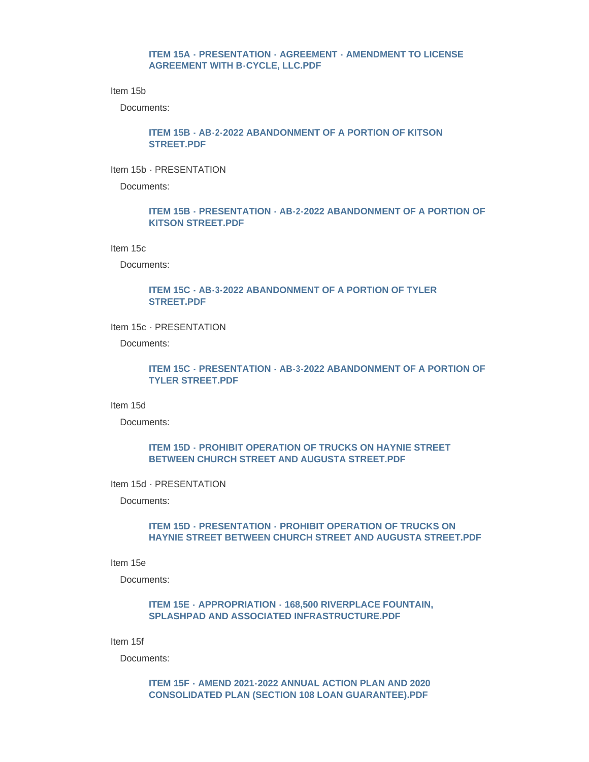**ITEM 15A - PRESENTATION - AGREEMENT - AMENDMENT TO LICENSE AGREEMENT WITH B-CYCLE, LLC.PDF**

Item 15b

Documents:

**ITEM 15B - AB-2-2022 ABANDONMENT OF A PORTION OF KITSON STREET.PDF**

Item 15b - PRESENTATION

Documents:

**ITEM 15B - PRESENTATION - AB-2-2022 ABANDONMENT OF A PORTION OF KITSON STREET.PDF**

Item 15c

Documents:

**ITEM 15C - AB-3-2022 ABANDONMENT OF A PORTION OF TYLER STREET.PDF**

Item 15c - PRESENTATION

Documents:

**ITEM 15C - PRESENTATION - AB-3-2022 ABANDONMENT OF A PORTION OF TYLER STREET.PDF**

Item 15d

Documents:

**ITEM 15D - PROHIBIT OPERATION OF TRUCKS ON HAYNIE STREET BETWEEN CHURCH STREET AND AUGUSTA STREET.PDF**

Item 15d - PRESENTATION

Documents:

**ITEM 15D - PRESENTATION - PROHIBIT OPERATION OF TRUCKS ON HAYNIE STREET BETWEEN CHURCH STREET AND AUGUSTA STREET.PDF**

Item 15e

Documents:

**ITEM 15E - APPROPRIATION - 168,500 RIVERPLACE FOUNTAIN, SPLASHPAD AND ASSOCIATED INFRASTRUCTURE.PDF**

Item 15f

Documents:

**ITEM 15F - AMEND 2021-2022 ANNUAL ACTION PLAN AND 2020 CONSOLIDATED PLAN (SECTION 108 LOAN GUARANTEE).PDF**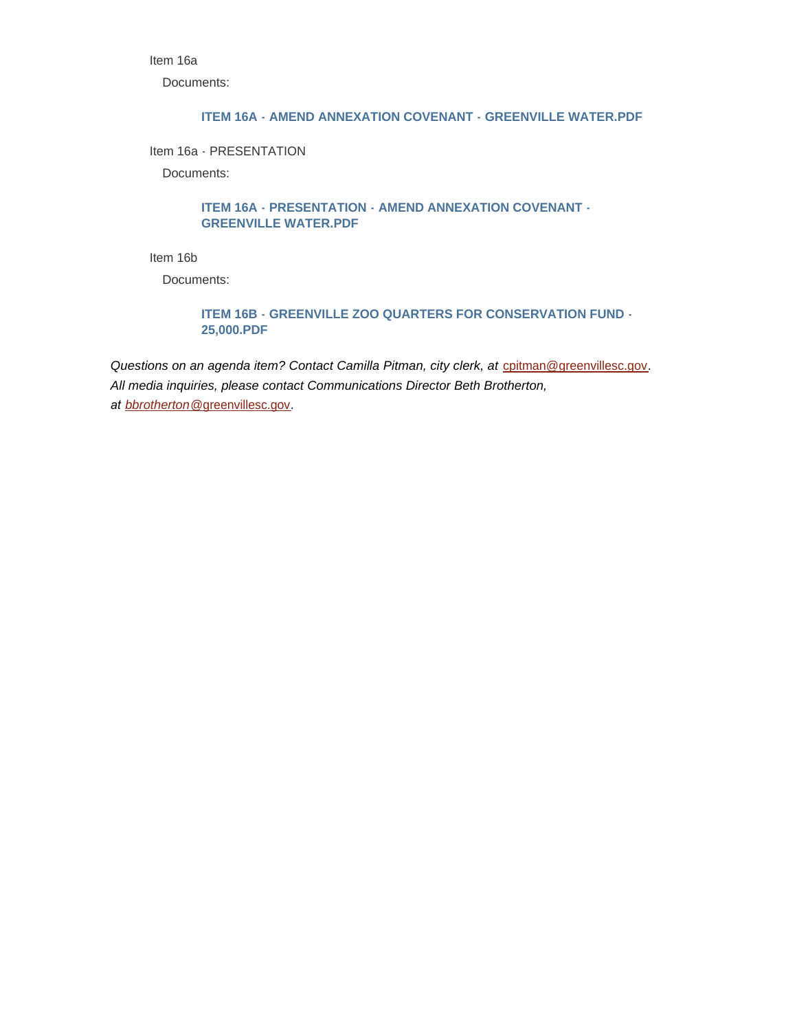Item 16a

Documents:

**ITEM 16A - AMEND ANNEXATION COVENANT - GREENVILLE WATER.PDF**

Item 16a - PRESENTATION

Documents:

**ITEM 16A - PRESENTATION - AMEND ANNEXATION COVENANT - GREENVILLE WATER.PDF**

Item 16b

Documents:

**ITEM 16B - GREENVILLE ZOO QUARTERS FOR CONSERVATION FUND - 25,000.PDF**

*Questions on an agenda item? Contact Camilla Pitman, city clerk, at* cpitman@greenvillesc.gov*.*
*All media inquiries, please contact Communications Director Beth Brotherton,*
*at bbrotherton*@greenvillesc.gov.